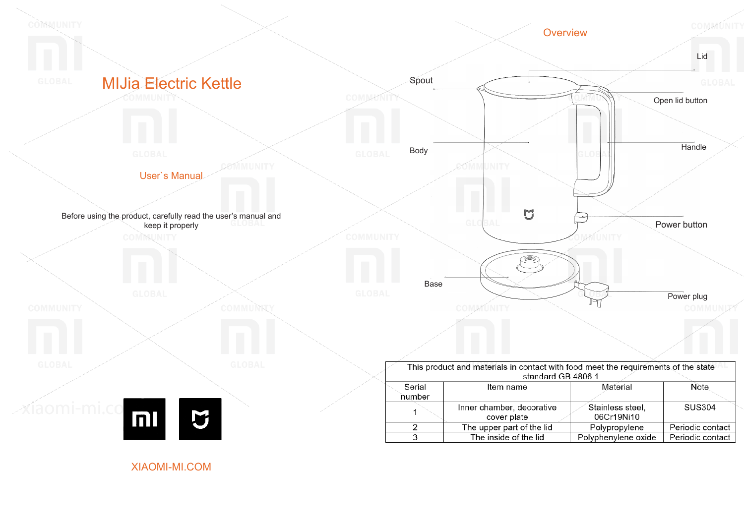# MIJia Electric Kettle

## User`s Manual

Before using the product, carefully read the user's manual and keep it properly

XIAOMI-MI.COM

## Overview

Lid

Spout

Open lid button

Body

Handle

Power button

Base

Power plug

| This product and materials in contact with food meet the requirements of the state standard GB 4806.1 | | | |
|---|---|---|---|
| Serial number | Item name | Material | Note |
| 1 | Inner chamber, decorative cover plate | Stainless steel, 06Cr19Ni10 | SUS304 |
| 2 | The upper part of the lid | Polypropylene | Periodic contact |
| 3 | The inside of the lid | Polyphenylene oxide | Periodic contact |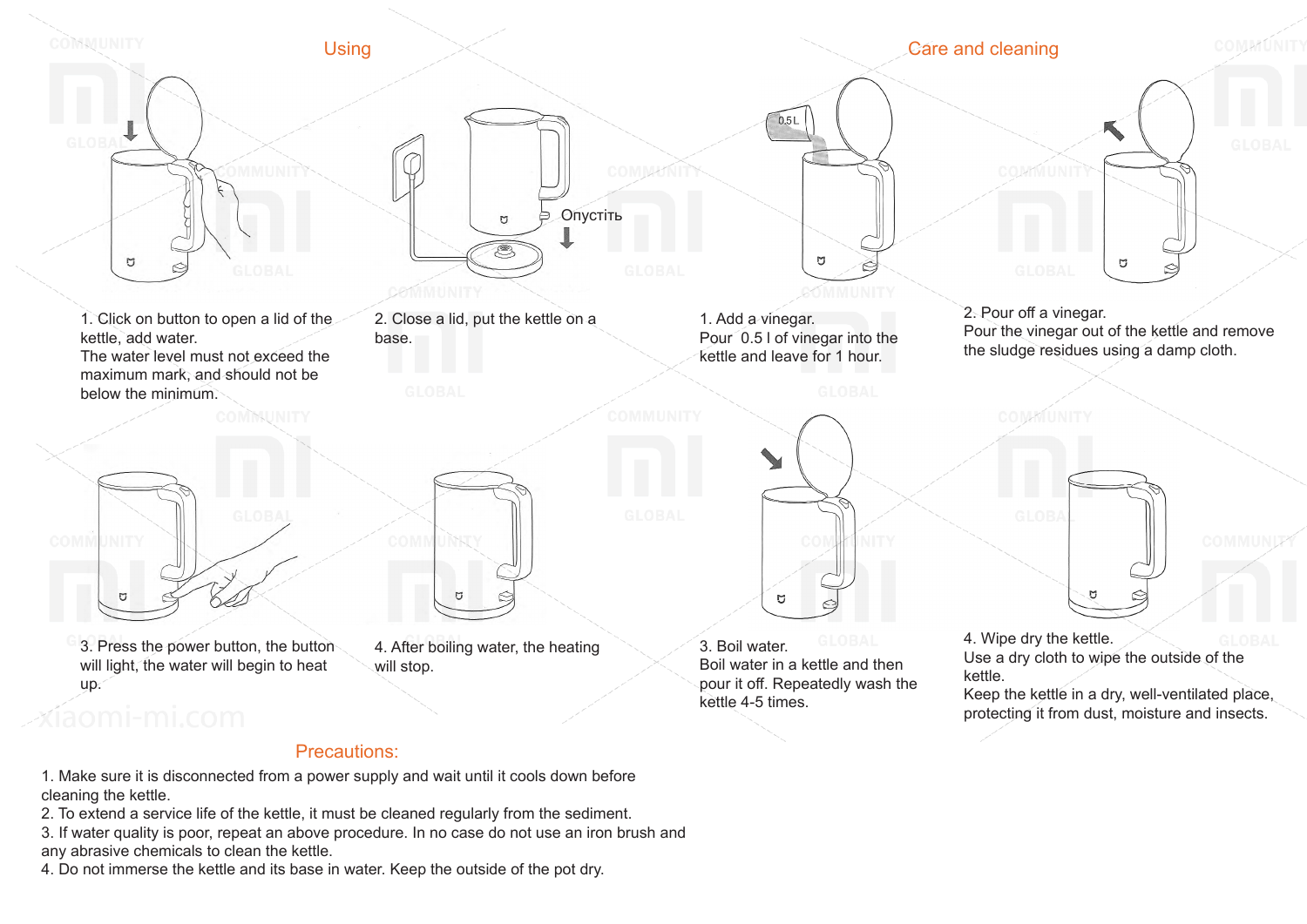## Using

1. Click on button to open a lid of the kettle, add water.
The water level must not exceed the maximum mark, and should not be below the minimum.

2. Close a lid, put the kettle on a base.

Опустіть

3. Press the power button, the button will light, the water will begin to heat up.

4. After boiling water, the heating will stop.

## Care and cleaning

1. Add a vinegar.
Pour 0.5 l of vinegar into the kettle and leave for 1 hour.

0.5 L

2. Pour off a vinegar.
Pour the vinegar out of the kettle and remove the sludge residues using a damp cloth.

3. Boil water.
Boil water in a kettle and then pour it off. Repeatedly wash the kettle 4-5 times.

4. Wipe dry the kettle.
Use a dry cloth to wipe the outside of the kettle.
Keep the kettle in a dry, well-ventilated place, protecting it from dust, moisture and insects.

## Precautions:

1. Make sure it is disconnected from a power supply and wait until it cools down before cleaning the kettle.
2. To extend a service life of the kettle, it must be cleaned regularly from the sediment.
3. If water quality is poor, repeat an above procedure. In no case do not use an iron brush and any abrasive chemicals to clean the kettle.
4. Do not immerse the kettle and its base in water. Keep the outside of the pot dry.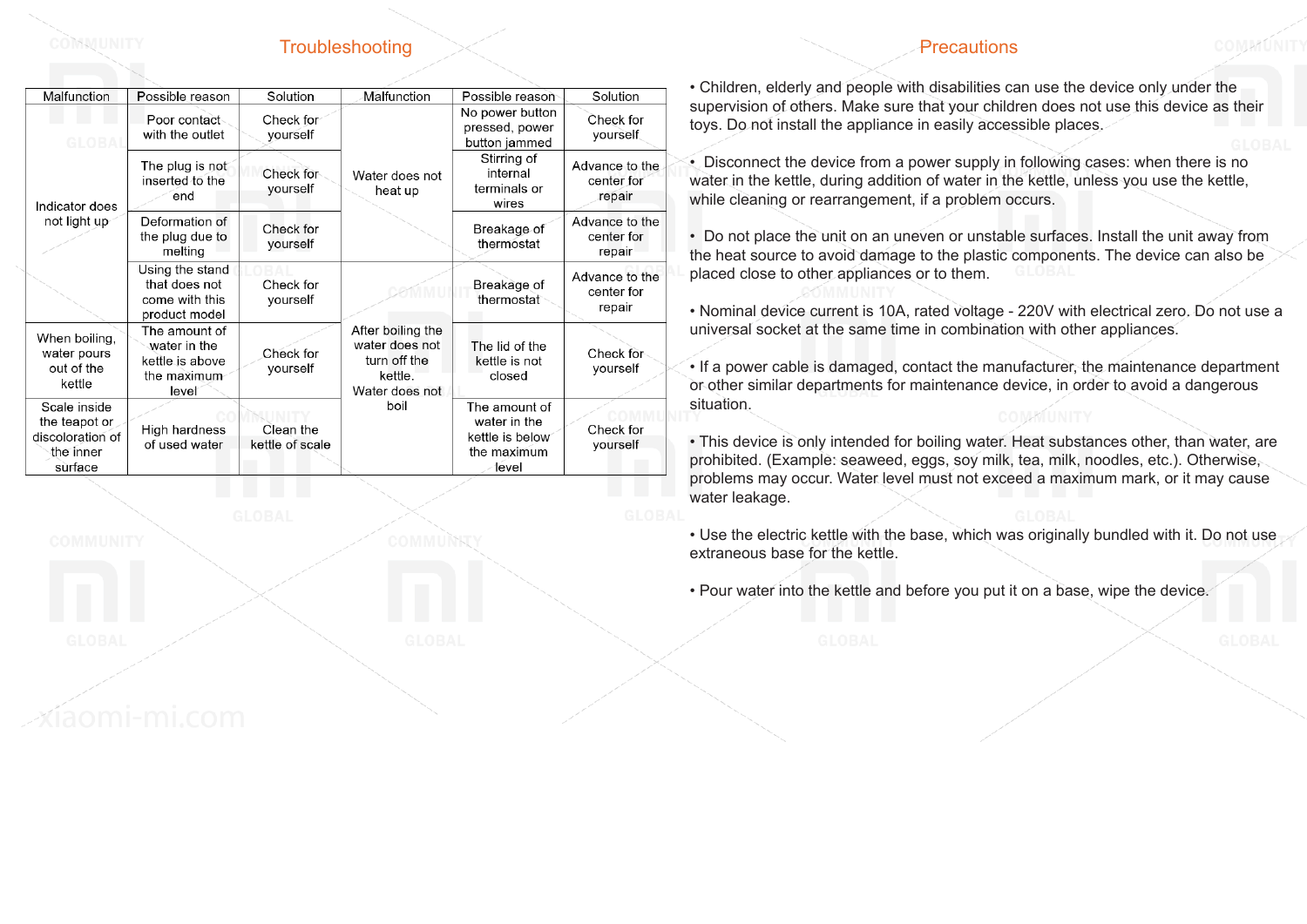## Troubleshooting

| Malfunction | Possible reason | Solution | Malfunction | Possible reason | Solution |
|---|---|---|---|---|---|
| Indicator does not light up | Poor contact with the outlet | Check for yourself | Water does not heat up | No power button pressed, power button jammed | Check for yourself |
| | The plug is not inserted to the end | Check for yourself | | Stirring of internal terminals or wires | Advance to the center for repair |
| | Deformation of the plug due to melting | Check for yourself | | Breakage of thermostat | Advance to the center for repair |
| | Using the stand that does not come with this product model | Check for yourself | After boiling the water does not turn off the kettle. Water does not boil | Breakage of thermostat | Advance to the center for repair |
| When boiling, water pours out of the kettle | The amount of water in the kettle is above the maximum level | Check for yourself | | The lid of the kettle is not closed | Check for yourself |
| Scale inside the teapot or discoloration of the inner surface | High hardness of used water | Clean the kettle of scale | | The amount of water in the kettle is below the maximum level | Check for yourself |

## Precautions

- Children, elderly and people with disabilities can use the device only under the supervision of others. Make sure that your children does not use this device as their toys. Do not install the appliance in easily accessible places.

- Disconnect the device from a power supply in following cases: when there is no water in the kettle, during addition of water in the kettle, unless you use the kettle, while cleaning or rearrangement, if a problem occurs.

- Do not place the unit on an uneven or unstable surfaces. Install the unit away from the heat source to avoid damage to the plastic components. The device can also be placed close to other appliances or to them.

- Nominal device current is 10A, rated voltage - 220V with electrical zero. Do not use a universal socket at the same time in combination with other appliances.

- If a power cable is damaged, contact the manufacturer, the maintenance department or other similar departments for maintenance device, in order to avoid a dangerous situation.

- This device is only intended for boiling water. Heat substances other, than water, are prohibited. (Example: seaweed, eggs, soy milk, tea, milk, noodles, etc.). Otherwise, problems may occur. Water level must not exceed a maximum mark, or it may cause water leakage.

- Use the electric kettle with the base, which was originally bundled with it. Do not use extraneous base for the kettle.

- Pour water into the kettle and before you put it on a base, wipe the device.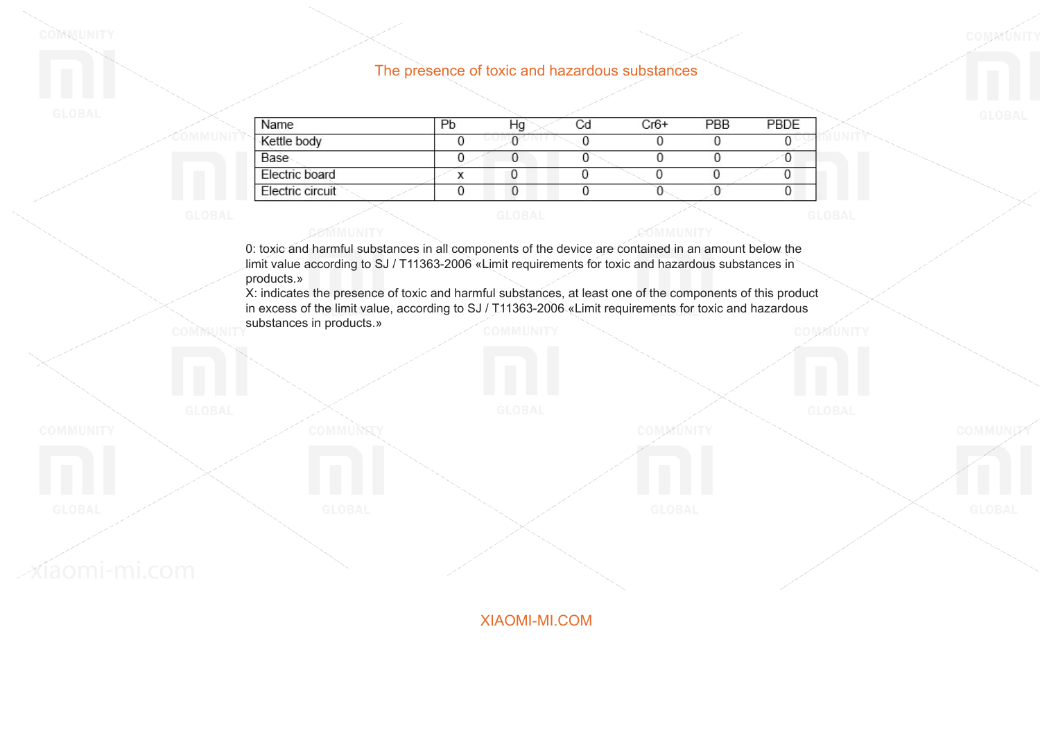## The presence of toxic and hazardous substances

| Name | Pb | Hg | Cd | Cr6+ | PBB | PBDE |
|---|---|---|---|---|---|---|
| Kettle body | 0 | 0 | 0 | 0 | 0 | 0 |
| Base | 0 | 0 | 0 | 0 | 0 | 0 |
| Electric board | x | 0 | 0 | 0 | 0 | 0 |
| Electric circuit | 0 | 0 | 0 | 0 | 0 | 0 |

0: toxic and harmful substances in all components of the device are contained in an amount below the limit value according to SJ / T11363-2006 «Limit requirements for toxic and hazardous substances in products.»
X: indicates the presence of toxic and harmful substances, at least one of the components of this product in excess of the limit value, according to SJ / T11363-2006 «Limit requirements for toxic and hazardous substances in products.»